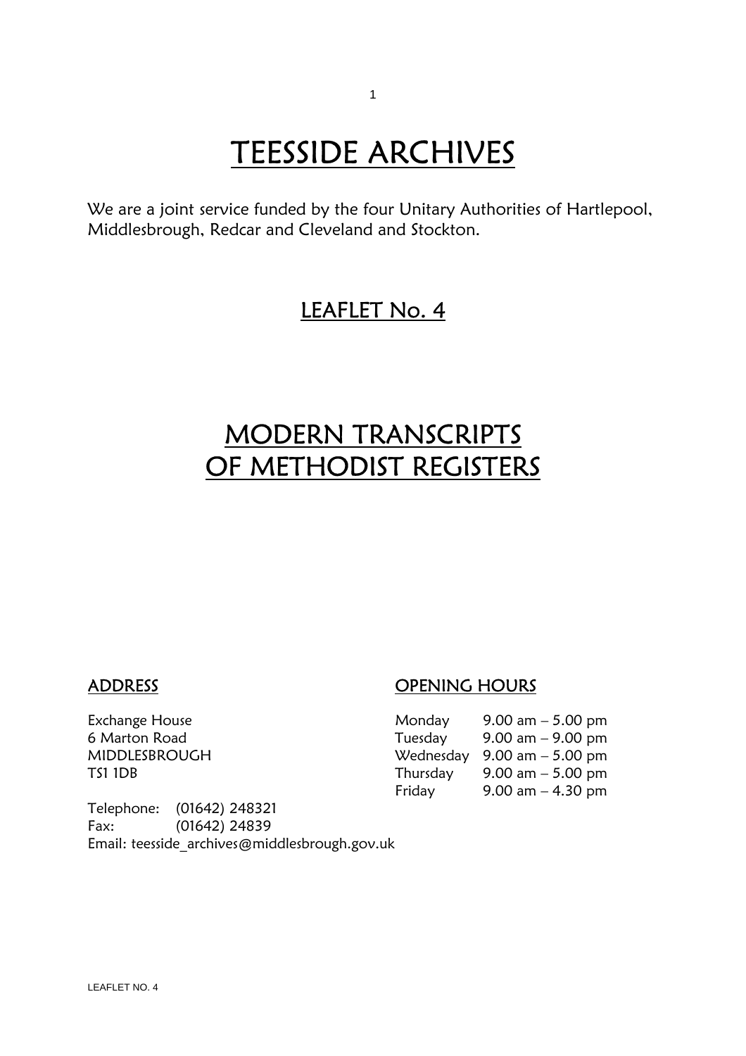# TEESSIDE ARCHIVES

We are a joint service funded by the four Unitary Authorities of Hartlepool, Middlesbrough, Redcar and Cleveland and Stockton.

## LEAFLET No. 4

# MODERN TRANSCRIPTS OF METHODIST REGISTERS

### ADDRESS

Exchange House
6 Marton Road
MIDDLESBROUGH
TS1 1DB

Telephone: (01642) 248321
Fax: (01642) 24839
Email: teesside_archives@middlesbrough.gov.uk

### OPENING HOURS

| | |
|---|---|
| Monday | 9.00 am – 5.00 pm |
| Tuesday | 9.00 am – 9.00 pm |
| Wednesday | 9.00 am – 5.00 pm |
| Thursday | 9.00 am – 5.00 pm |
| Friday | 9.00 am – 4.30 pm |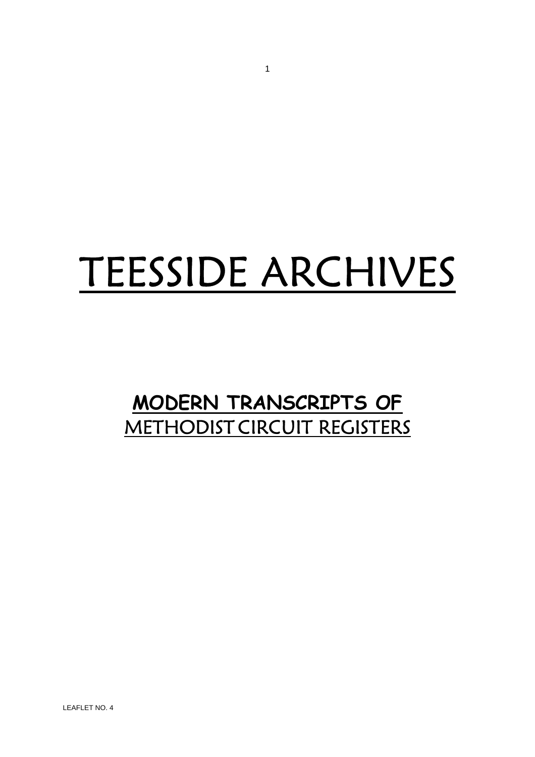# TEESSIDE ARCHIVES

## MODERN TRANSCRIPTS OF METHODIST CIRCUIT REGISTERS

LEAFLET NO. 4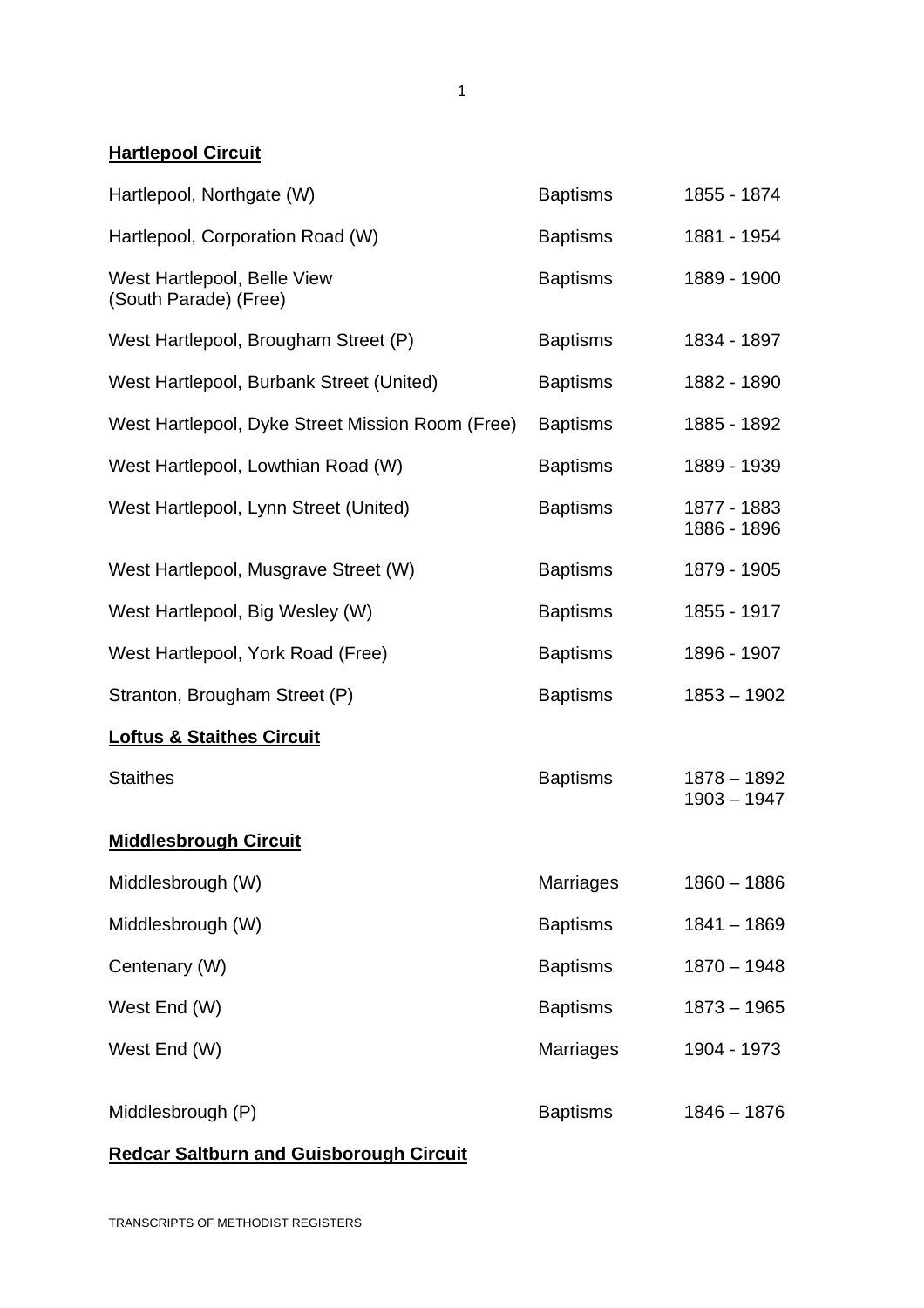## Hartlepool Circuit

| | | |
|---|---|---|
| Hartlepool, Northgate (W) | Baptisms | 1855 - 1874 |
| Hartlepool, Corporation Road (W) | Baptisms | 1881 - 1954 |
| West Hartlepool, Belle View (South Parade) (Free) | Baptisms | 1889 - 1900 |
| West Hartlepool, Brougham Street (P) | Baptisms | 1834 - 1897 |
| West Hartlepool, Burbank Street (United) | Baptisms | 1882 - 1890 |
| West Hartlepool, Dyke Street Mission Room (Free) | Baptisms | 1885 - 1892 |
| West Hartlepool, Lowthian Road (W) | Baptisms | 1889 - 1939 |
| West Hartlepool, Lynn Street (United) | Baptisms | 1877 - 1883<br>1886 - 1896 |
| West Hartlepool, Musgrave Street (W) | Baptisms | 1879 - 1905 |
| West Hartlepool, Big Wesley (W) | Baptisms | 1855 - 1917 |
| West Hartlepool, York Road (Free) | Baptisms | 1896 - 1907 |
| Stranton, Brougham Street (P) | Baptisms | 1853 – 1902 |

## Loftus & Staithes Circuit

| | | |
|---|---|---|
| Staithes | Baptisms | 1878 – 1892<br>1903 – 1947 |

## Middlesbrough Circuit

| | | |
|---|---|---|
| Middlesbrough (W) | Marriages | 1860 – 1886 |
| Middlesbrough (W) | Baptisms | 1841 – 1869 |
| Centenary (W) | Baptisms | 1870 – 1948 |
| West End (W) | Baptisms | 1873 – 1965 |
| West End (W) | Marriages | 1904 - 1973 |
| Middlesbrough (P) | Baptisms | 1846 – 1876 |

## Redcar Saltburn and Guisborough Circuit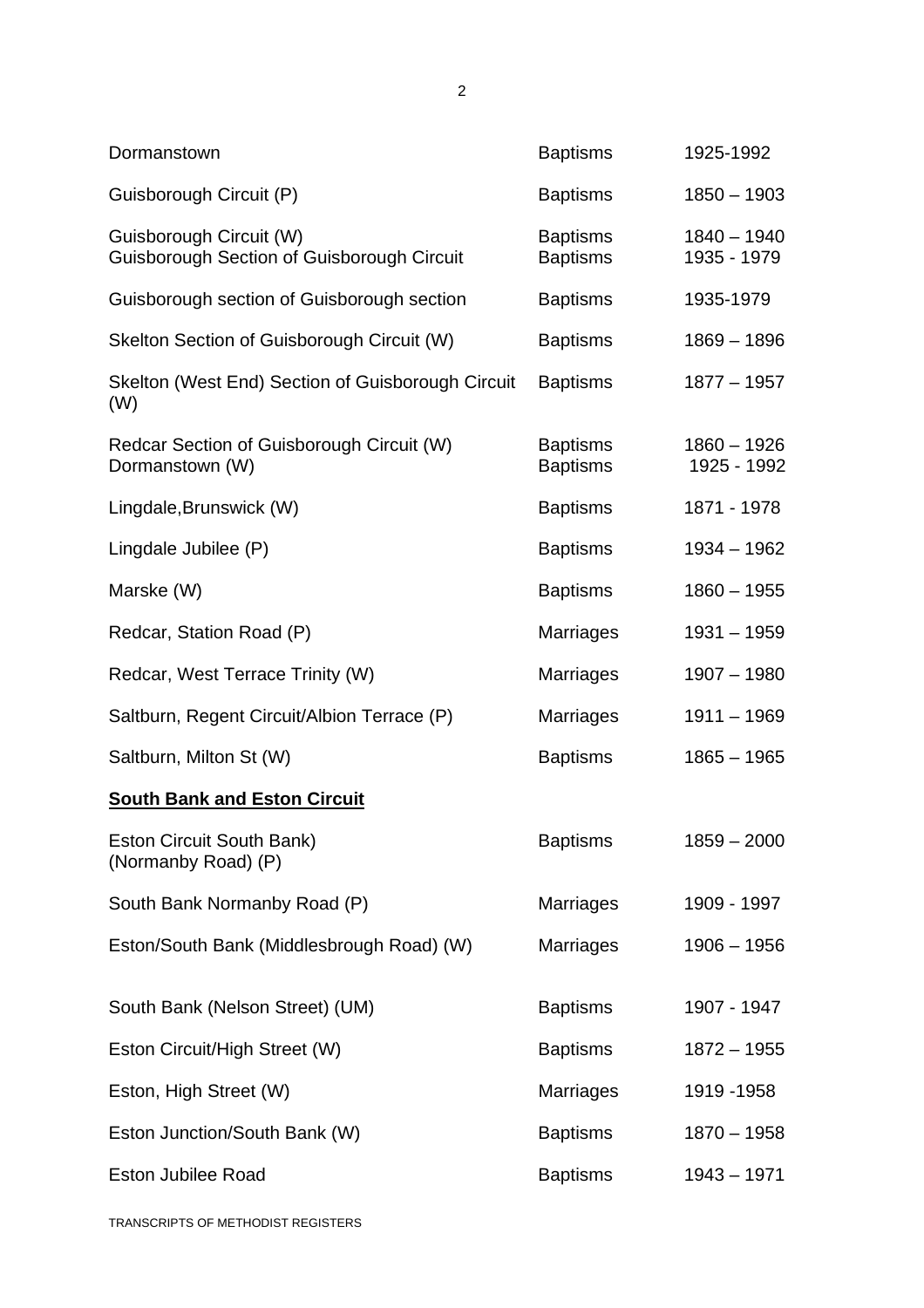| | | |
|---|---|---|
| Dormanstown | Baptisms | 1925-1992 |
| Guisborough Circuit (P) | Baptisms | 1850 – 1903 |
| Guisborough Circuit (W) | Baptisms | 1840 – 1940 |
| Guisborough Section of Guisborough Circuit | Baptisms | 1935 - 1979 |
| Guisborough section of Guisborough section | Baptisms | 1935-1979 |
| Skelton Section of Guisborough Circuit (W) | Baptisms | 1869 – 1896 |
| Skelton (West End) Section of Guisborough Circuit (W) | Baptisms | 1877 – 1957 |
| Redcar Section of Guisborough Circuit (W) | Baptisms | 1860 – 1926 |
| Dormanstown (W) | Baptisms | 1925 - 1992 |
| Lingdale,Brunswick (W) | Baptisms | 1871 - 1978 |
| Lingdale Jubilee (P) | Baptisms | 1934 – 1962 |
| Marske (W) | Baptisms | 1860 – 1955 |
| Redcar, Station Road (P) | Marriages | 1931 – 1959 |
| Redcar, West Terrace Trinity (W) | Marriages | 1907 – 1980 |
| Saltburn, Regent Circuit/Albion Terrace (P) | Marriages | 1911 – 1969 |
| Saltburn, Milton St (W) | Baptisms | 1865 – 1965 |

**South Bank and Eston Circuit**

| | | |
|---|---|---|
| Eston Circuit South Bank) (Normanby Road) (P) | Baptisms | 1859 – 2000 |
| South Bank Normanby Road (P) | Marriages | 1909 - 1997 |
| Eston/South Bank (Middlesbrough Road) (W) | Marriages | 1906 – 1956 |
| South Bank (Nelson Street) (UM) | Baptisms | 1907 - 1947 |
| Eston Circuit/High Street (W) | Baptisms | 1872 – 1955 |
| Eston, High Street (W) | Marriages | 1919 -1958 |
| Eston Junction/South Bank (W) | Baptisms | 1870 – 1958 |
| Eston Jubilee Road | Baptisms | 1943 – 1971 |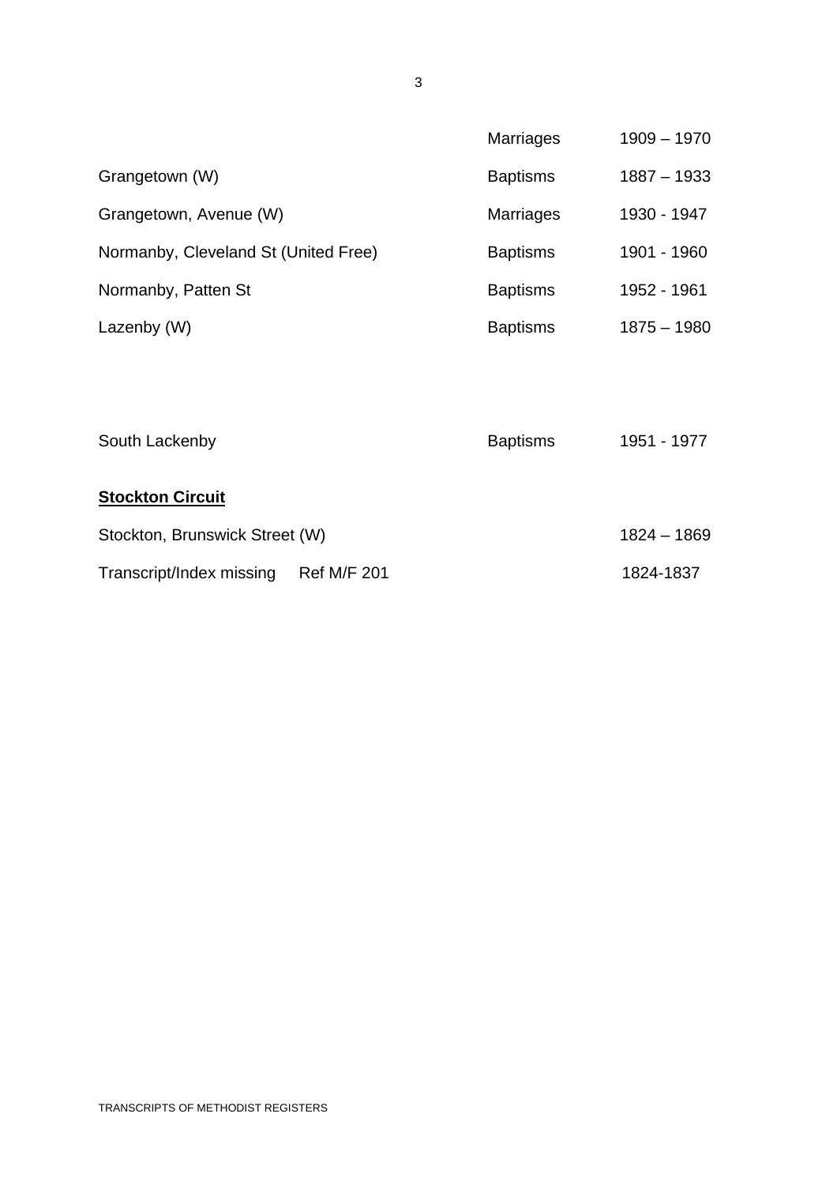| | | |
|---|---|---|
| | Marriages | 1909 – 1970 |
| Grangetown (W) | Baptisms | 1887 – 1933 |
| Grangetown, Avenue (W) | Marriages | 1930 - 1947 |
| Normanby, Cleveland St (United Free) | Baptisms | 1901 - 1960 |
| Normanby, Patten St | Baptisms | 1952 - 1961 |
| Lazenby (W) | Baptisms | 1875 – 1980 |

| | | |
|---|---|---|
| South Lackenby | Baptisms | 1951 - 1977 |

**Stockton Circuit**

| | | |
|---|---|---|
| Stockton, Brunswick Street (W) | | 1824 – 1869 |
| Transcript/Index missing Ref M/F 201 | | 1824-1837 |